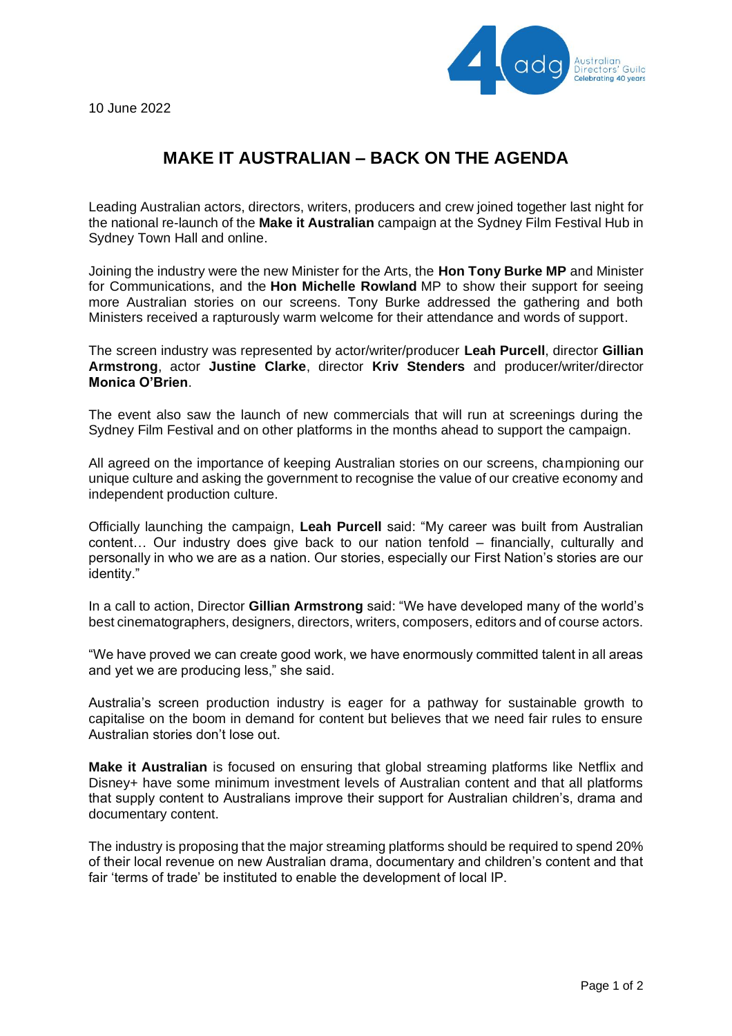10 June 2022

# MAKE IT AUSTRALIAN – BACK ON THE AGENDA

Leading Australian actors, directors, writers, producers and crew joined together last night for the national re-launch of the **Make it Australian** campaign at the Sydney Film Festival Hub in Sydney Town Hall and online.

Joining the industry were the new Minister for the Arts, the **Hon Tony Burke MP** and Minister for Communications, and the **Hon Michelle Rowland** MP to show their support for seeing more Australian stories on our screens. Tony Burke addressed the gathering and both Ministers received a rapturously warm welcome for their attendance and words of support.

The screen industry was represented by actor/writer/producer **Leah Purcell**, director **Gillian Armstrong**, actor **Justine Clarke**, director **Kriv Stenders** and producer/writer/director **Monica O'Brien**.

The event also saw the launch of new commercials that will run at screenings during the Sydney Film Festival and on other platforms in the months ahead to support the campaign.

All agreed on the importance of keeping Australian stories on our screens, championing our unique culture and asking the government to recognise the value of our creative economy and independent production culture.

Officially launching the campaign, **Leah Purcell** said: "My career was built from Australian content… Our industry does give back to our nation tenfold – financially, culturally and personally in who we are as a nation. Our stories, especially our First Nation's stories are our identity."

In a call to action, Director **Gillian Armstrong** said: "We have developed many of the world's best cinematographers, designers, directors, writers, composers, editors and of course actors.

"We have proved we can create good work, we have enormously committed talent in all areas and yet we are producing less," she said.

Australia's screen production industry is eager for a pathway for sustainable growth to capitalise on the boom in demand for content but believes that we need fair rules to ensure Australian stories don't lose out.

**Make it Australian** is focused on ensuring that global streaming platforms like Netflix and Disney+ have some minimum investment levels of Australian content and that all platforms that supply content to Australians improve their support for Australian children's, drama and documentary content.

The industry is proposing that the major streaming platforms should be required to spend 20% of their local revenue on new Australian drama, documentary and children's content and that fair 'terms of trade' be instituted to enable the development of local IP.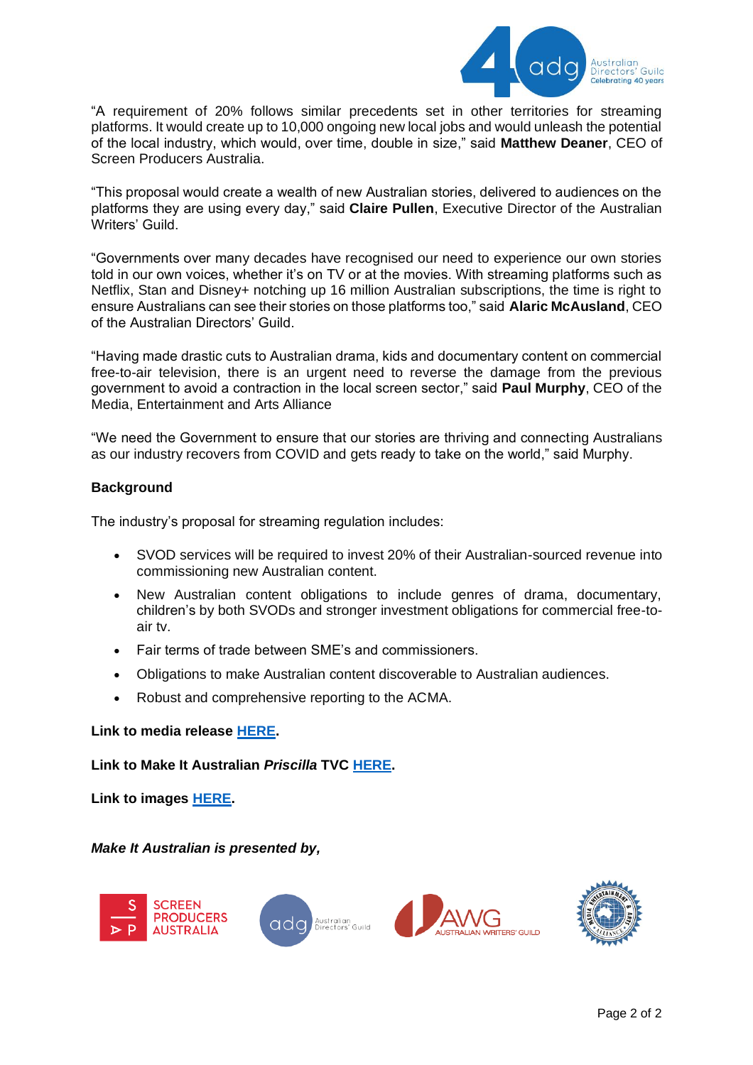"A requirement of 20% follows similar precedents set in other territories for streaming platforms. It would create up to 10,000 ongoing new local jobs and would unleash the potential of the local industry, which would, over time, double in size," said **Matthew Deaner**, CEO of Screen Producers Australia.

"This proposal would create a wealth of new Australian stories, delivered to audiences on the platforms they are using every day," said **Claire Pullen**, Executive Director of the Australian Writers' Guild.

"Governments over many decades have recognised our need to experience our own stories told in our own voices, whether it's on TV or at the movies. With streaming platforms such as Netflix, Stan and Disney+ notching up 16 million Australian subscriptions, the time is right to ensure Australians can see their stories on those platforms too," said **Alaric McAusland**, CEO of the Australian Directors' Guild.

"Having made drastic cuts to Australian drama, kids and documentary content on commercial free-to-air television, there is an urgent need to reverse the damage from the previous government to avoid a contraction in the local screen sector," said **Paul Murphy**, CEO of the Media, Entertainment and Arts Alliance

"We need the Government to ensure that our stories are thriving and connecting Australians as our industry recovers from COVID and gets ready to take on the world," said Murphy.

**Background**

The industry's proposal for streaming regulation includes:

- SVOD services will be required to invest 20% of their Australian-sourced revenue into commissioning new Australian content.
- New Australian content obligations to include genres of drama, documentary, children's by both SVODs and stronger investment obligations for commercial free-to-air tv.
- Fair terms of trade between SME's and commissioners.
- Obligations to make Australian content discoverable to Australian audiences.
- Robust and comprehensive reporting to the ACMA.

**Link to media release HERE.**

**Link to Make It Australian *Priscilla* TVC HERE.**

**Link to images HERE.**

***Make It Australian is presented by,***

SCREEN PRODUCERS AUSTRALIA

Australian Directors' Guild

AUSTRALIAN WRITERS' GUILD

MEDIA ENTERTAINMENT & ARTS ALLIANCE